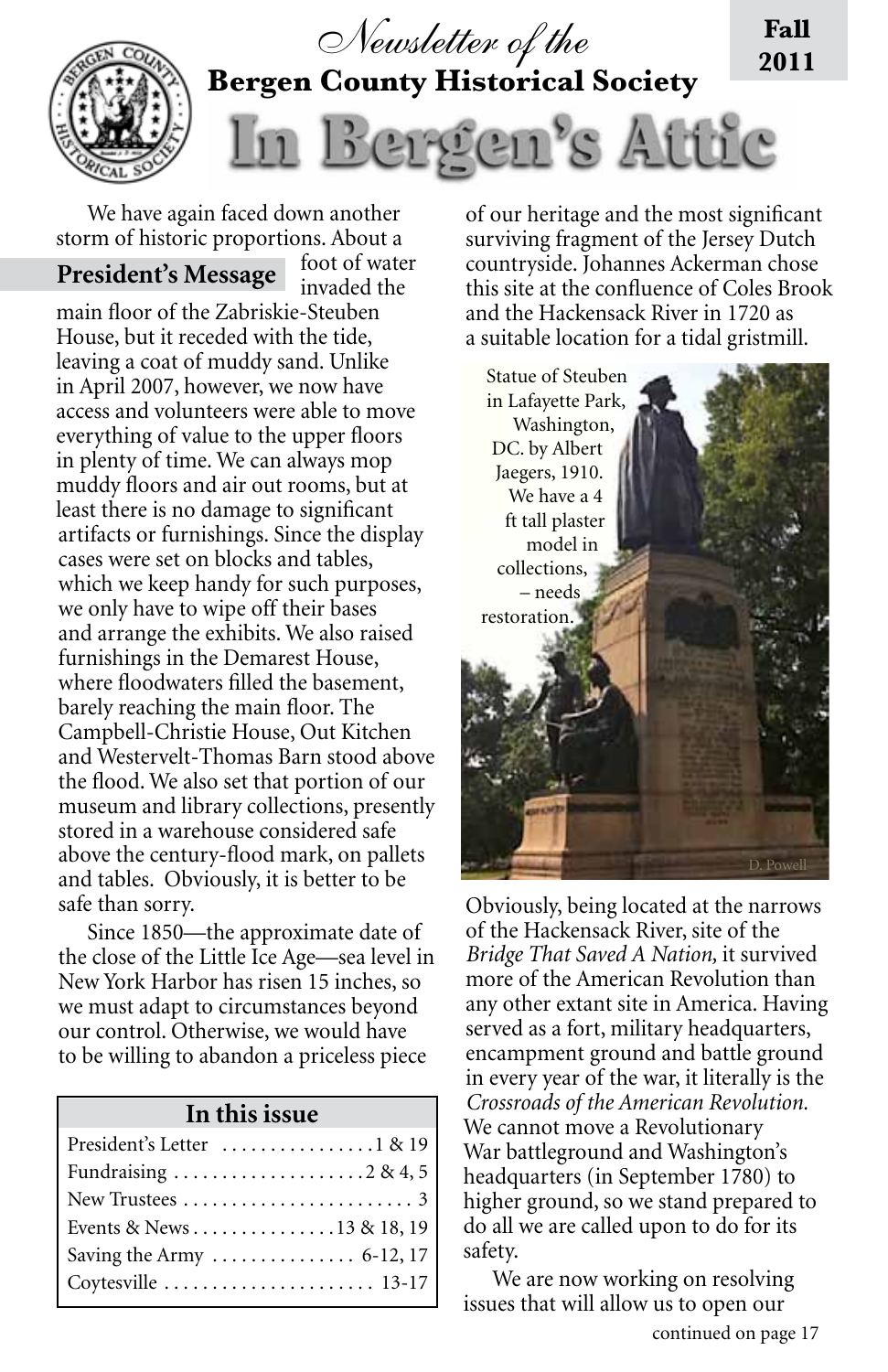# In Bergen's Attic

*Newsletter of the*

**Bergen County Historical Society**

**Fall 2011**

## President's Message

We have again faced down another storm of historic proportions. About a foot of water invaded the main floor of the Zabriskie-Steuben House, but it receded with the tide, leaving a coat of muddy sand. Unlike in April 2007, however, we now have access and volunteers were able to move everything of value to the upper floors in plenty of time. We can always mop muddy floors and air out rooms, but at least there is no damage to significant artifacts or furnishings. Since the display cases were set on blocks and tables, which we keep handy for such purposes, we only have to wipe off their bases and arrange the exhibits. We also raised furnishings in the Demarest House, where floodwaters filled the basement, barely reaching the main floor. The Campbell-Christie House, Out Kitchen and Westervelt-Thomas Barn stood above the flood. We also set that portion of our museum and library collections, presently stored in a warehouse considered safe above the century-flood mark, on pallets and tables. Obviously, it is better to be safe than sorry.

Since 1850—the approximate date of the close of the Little Ice Age—sea level in New York Harbor has risen 15 inches, so we must adapt to circumstances beyond our control. Otherwise, we would have to be willing to abandon a priceless piece of our heritage and the most significant surviving fragment of the Jersey Dutch countryside. Johannes Ackerman chose this site at the confluence of Coles Brook and the Hackensack River in 1720 as a suitable location for a tidal gristmill.

Statue of Steuben in Lafayette Park, Washington, DC. by Albert Jaegers, 1910. We have a 4 ft tall plaster model in collections, – needs restoration.

D. Powell

Obviously, being located at the narrows of the Hackensack River, site of the *Bridge That Saved A Nation,* it survived more of the American Revolution than any other extant site in America. Having served as a fort, military headquarters, encampment ground and battle ground in every year of the war, it literally is the *Crossroads of the American Revolution.* We cannot move a Revolutionary War battleground and Washington's headquarters (in September 1780) to higher ground, so we stand prepared to do all we are called upon to do for its safety.

We are now working on resolving issues that will allow us to open our

continued on page 17

### In this issue

| Section | Pages |
|---|---|
| President's Letter | 1 & 19 |
| Fundraising | 2 & 4, 5 |
| New Trustees | 3 |
| Events & News | 13 & 18, 19 |
| Saving the Army | 6-12, 17 |
| Coytesville | 13-17 |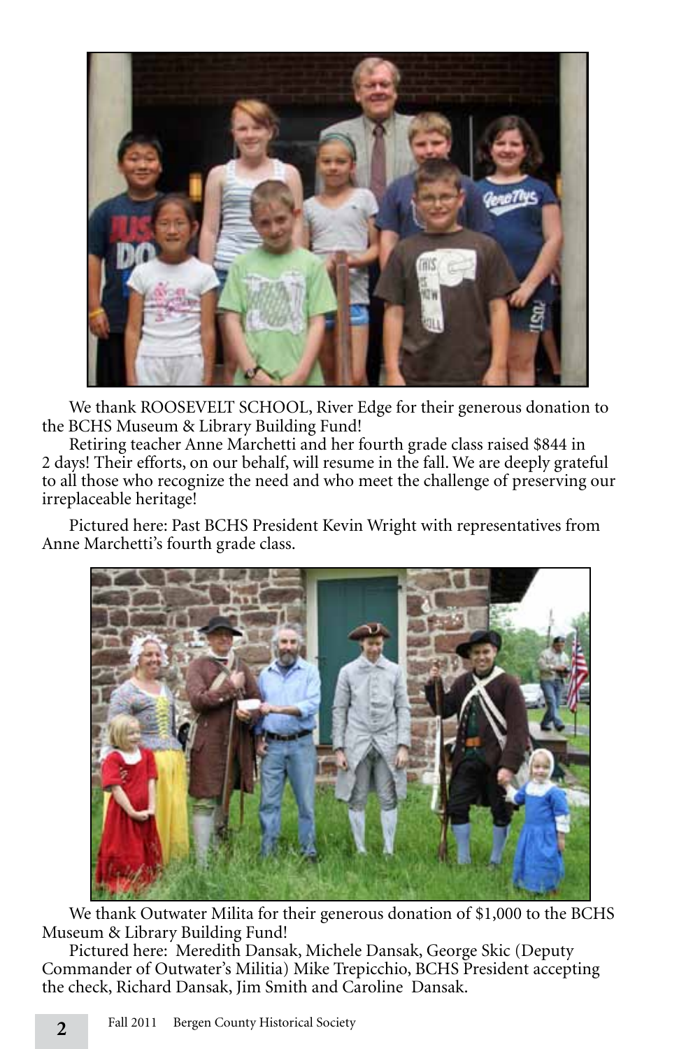We thank ROOSEVELT SCHOOL, River Edge for their generous donation to the BCHS Museum & Library Building Fund!

Retiring teacher Anne Marchetti and her fourth grade class raised $844 in 2 days! Their efforts, on our behalf, will resume in the fall. We are deeply grateful to all those who recognize the need and who meet the challenge of preserving our irreplaceable heritage!

Pictured here: Past BCHS President Kevin Wright with representatives from Anne Marchetti's fourth grade class.

We thank Outwater Milita for their generous donation of $1,000 to the BCHS Museum & Library Building Fund!

Pictured here: Meredith Dansak, Michele Dansak, George Skic (Deputy Commander of Outwater's Militia) Mike Trepicchio, BCHS President accepting the check, Richard Dansak, Jim Smith and Caroline Dansak.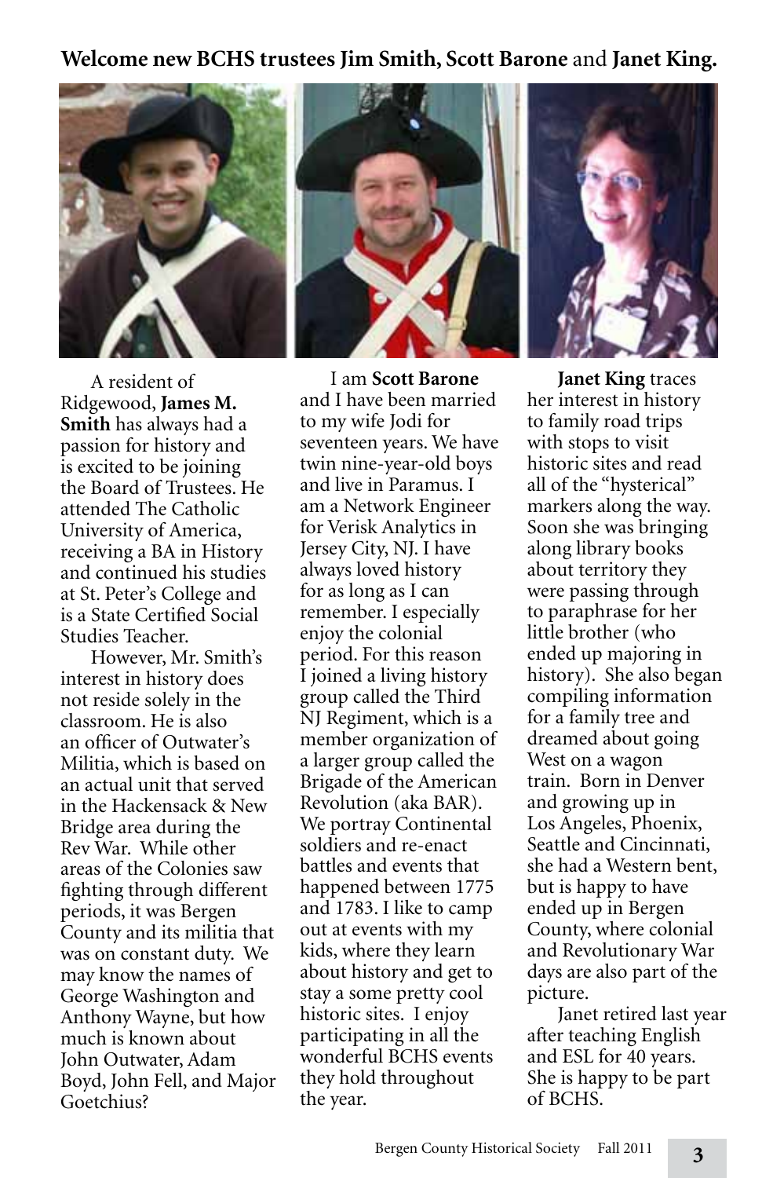**Welcome new BCHS trustees Jim Smith, Scott Barone and Janet King.**

A resident of Ridgewood, **James M. Smith** has always had a passion for history and is excited to be joining the Board of Trustees. He attended The Catholic University of America, receiving a BA in History and continued his studies at St. Peter's College and is a State Certified Social Studies Teacher.

However, Mr. Smith's interest in history does not reside solely in the classroom. He is also an officer of Outwater's Militia, which is based on an actual unit that served in the Hackensack & New Bridge area during the Rev War. While other areas of the Colonies saw fighting through different periods, it was Bergen County and its militia that was on constant duty. We may know the names of George Washington and Anthony Wayne, but how much is known about John Outwater, Adam Boyd, John Fell, and Major Goetchius?

I am **Scott Barone** and I have been married to my wife Jodi for seventeen years. We have twin nine-year-old boys and live in Paramus. I am a Network Engineer for Verisk Analytics in Jersey City, NJ. I have always loved history for as long as I can remember. I especially enjoy the colonial period. For this reason I joined a living history group called the Third NJ Regiment, which is a member organization of a larger group called the Brigade of the American Revolution (aka BAR). We portray Continental soldiers and re-enact battles and events that happened between 1775 and 1783. I like to camp out at events with my kids, where they learn about history and get to stay a some pretty cool historic sites. I enjoy participating in all the wonderful BCHS events they hold throughout the year.

**Janet King** traces her interest in history to family road trips with stops to visit historic sites and read all of the "hysterical" markers along the way. Soon she was bringing along library books about territory they were passing through to paraphrase for her little brother (who ended up majoring in history). She also began compiling information for a family tree and dreamed about going West on a wagon train. Born in Denver and growing up in Los Angeles, Phoenix, Seattle and Cincinnati, she had a Western bent, but is happy to have ended up in Bergen County, where colonial and Revolutionary War days are also part of the picture.

Janet retired last year after teaching English and ESL for 40 years. She is happy to be part of BCHS.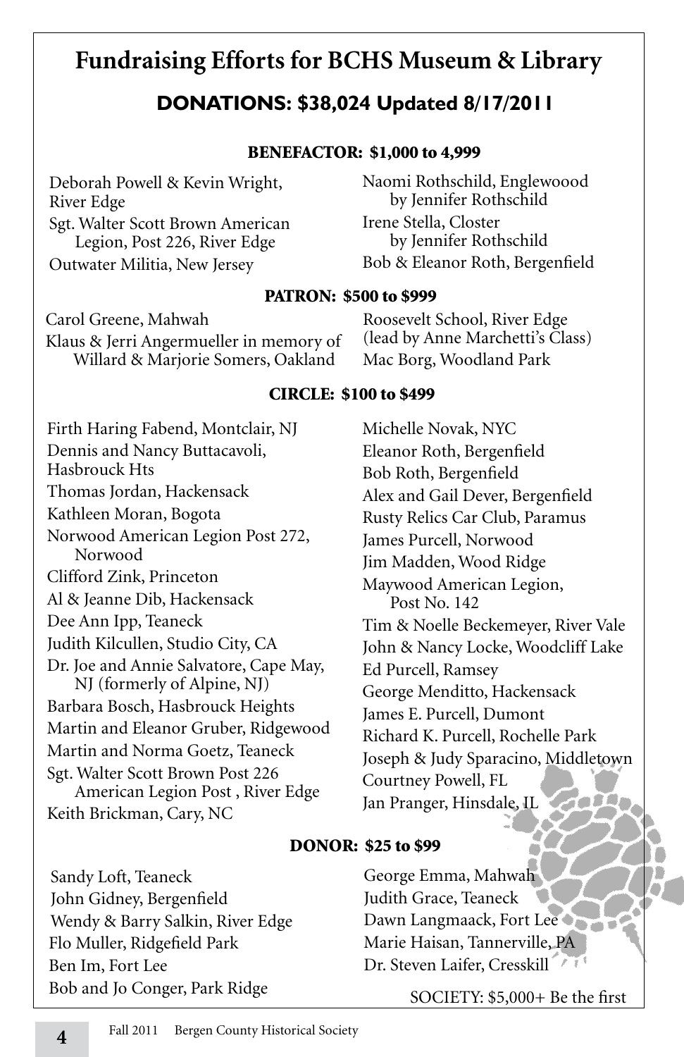# Fundraising Efforts for BCHS Museum & Library

## DONATIONS: $38,024 Updated 8/17/2011

### BENEFACTOR: $1,000 to 4,999

Deborah Powell & Kevin Wright, River Edge
Sgt. Walter Scott Brown American Legion, Post 226, River Edge
Outwater Militia, New Jersey
Naomi Rothschild, Englewoood by Jennifer Rothschild
Irene Stella, Closter by Jennifer Rothschild
Bob & Eleanor Roth, Bergenfield

### PATRON: $500 to $999

Carol Greene, Mahwah
Klaus & Jerri Angermueller in memory of Willard & Marjorie Somers, Oakland
Roosevelt School, River Edge (lead by Anne Marchetti's Class)
Mac Borg, Woodland Park

### CIRCLE: $100 to $499

Firth Haring Fabend, Montclair, NJ
Dennis and Nancy Buttacavoli, Hasbrouck Hts
Thomas Jordan, Hackensack
Kathleen Moran, Bogota
Norwood American Legion Post 272, Norwood
Clifford Zink, Princeton
Al & Jeanne Dib, Hackensack
Dee Ann Ipp, Teaneck
Judith Kilcullen, Studio City, CA
Dr. Joe and Annie Salvatore, Cape May, NJ (formerly of Alpine, NJ)
Barbara Bosch, Hasbrouck Heights
Martin and Eleanor Gruber, Ridgewood
Martin and Norma Goetz, Teaneck
Sgt. Walter Scott Brown Post 226 American Legion Post , River Edge
Keith Brickman, Cary, NC
Michelle Novak, NYC
Eleanor Roth, Bergenfield
Bob Roth, Bergenfield
Alex and Gail Dever, Bergenfield
Rusty Relics Car Club, Paramus
James Purcell, Norwood
Jim Madden, Wood Ridge
Maywood American Legion, Post No. 142
Tim & Noelle Beckemeyer, River Vale
John & Nancy Locke, Woodcliff Lake
Ed Purcell, Ramsey
George Menditto, Hackensack
James E. Purcell, Dumont
Richard K. Purcell, Rochelle Park
Joseph & Judy Sparacino, Middletown
Courtney Powell, FL
Jan Pranger, Hinsdale, IL

### DONOR: $25 to $99

Sandy Loft, Teaneck
John Gidney, Bergenfield
Wendy & Barry Salkin, River Edge
Flo Muller, Ridgefield Park
Ben Im, Fort Lee
Bob and Jo Conger, Park Ridge
George Emma, Mahwah
Judith Grace, Teaneck
Dawn Langmaack, Fort Lee
Marie Haisan, Tannerville, PA
Dr. Steven Laifer, Cresskill

SOCIETY: $5,000+ Be the first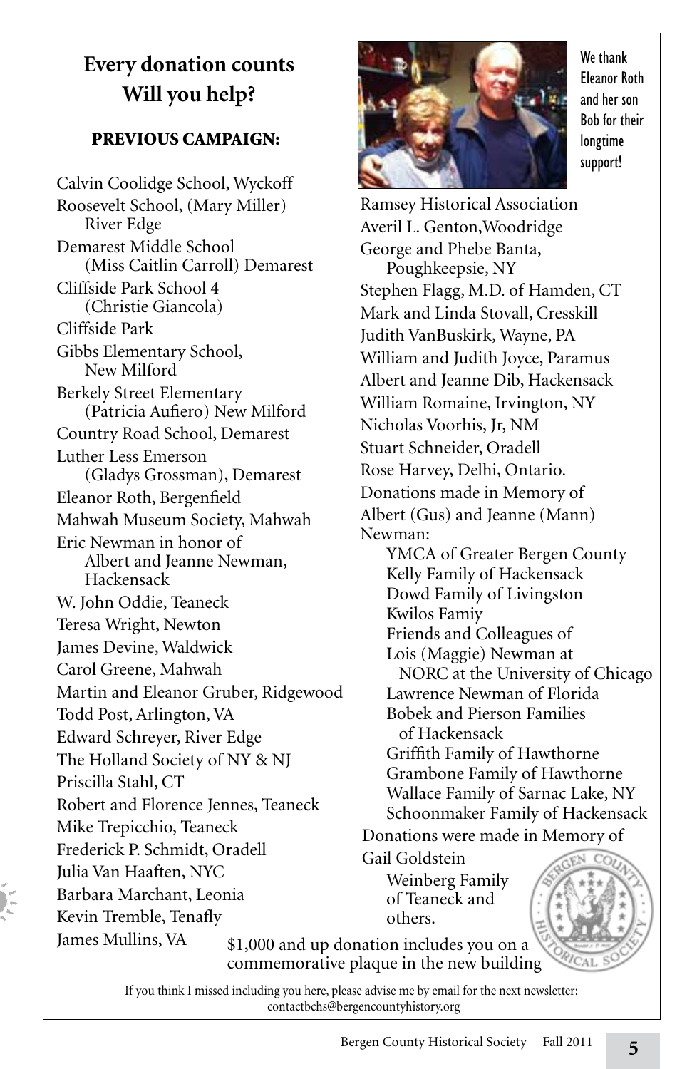# Every donation counts
# Will you help?

### PREVIOUS CAMPAIGN:

Calvin Coolidge School, Wyckoff
Roosevelt School, (Mary Miller) River Edge
Demarest Middle School (Miss Caitlin Carroll) Demarest
Cliffside Park School 4 (Christie Giancola)
Cliffside Park
Gibbs Elementary School, New Milford
Berkely Street Elementary (Patricia Aufiero) New Milford
Country Road School, Demarest
Luther Less Emerson (Gladys Grossman), Demarest
Eleanor Roth, Bergenfield
Mahwah Museum Society, Mahwah
Eric Newman in honor of Albert and Jeanne Newman, Hackensack
W. John Oddie, Teaneck
Teresa Wright, Newton
James Devine, Waldwick
Carol Greene, Mahwah
Martin and Eleanor Gruber, Ridgewood
Todd Post, Arlington, VA
Edward Schreyer, River Edge
The Holland Society of NY & NJ
Priscilla Stahl, CT
Robert and Florence Jennes, Teaneck
Mike Trepicchio, Teaneck
Frederick P. Schmidt, Oradell
Julia Van Haaften, NYC
Barbara Marchant, Leonia
Kevin Tremble, Tenafly
James Mullins, VA

We thank Eleanor Roth and her son Bob for their longtime support!

Ramsey Historical Association
Averil L. Genton,Woodridge
George and Phebe Banta, Poughkeepsie, NY
Stephen Flagg, M.D. of Hamden, CT
Mark and Linda Stovall, Cresskill
Judith VanBuskirk, Wayne, PA
William and Judith Joyce, Paramus
Albert and Jeanne Dib, Hackensack
William Romaine, Irvington, NY
Nicholas Voorhis, Jr, NM
Stuart Schneider, Oradell
Rose Harvey, Delhi, Ontario.

Donations made in Memory of Albert (Gus) and Jeanne (Mann) Newman:

- YMCA of Greater Bergen County
- Kelly Family of Hackensack
- Dowd Family of Livingston
- Kwilos Famiy
- Friends and Colleagues of Lois (Maggie) Newman at NORC at the University of Chicago
- Lawrence Newman of Florida
- Bobek and Pierson Families of Hackensack
- Griffith Family of Hawthorne
- Grambone Family of Hawthorne
- Wallace Family of Sarnac Lake, NY
- Schoonmaker Family of Hackensack

Donations were made in Memory of Gail Goldstein

- Weinberg Family of Teaneck and others.

$1,000 and up donation includes you on a commemorative plaque in the new building

If you think I missed including you here, please advise me by email for the next newsletter: contactbchs@bergencountyhistory.org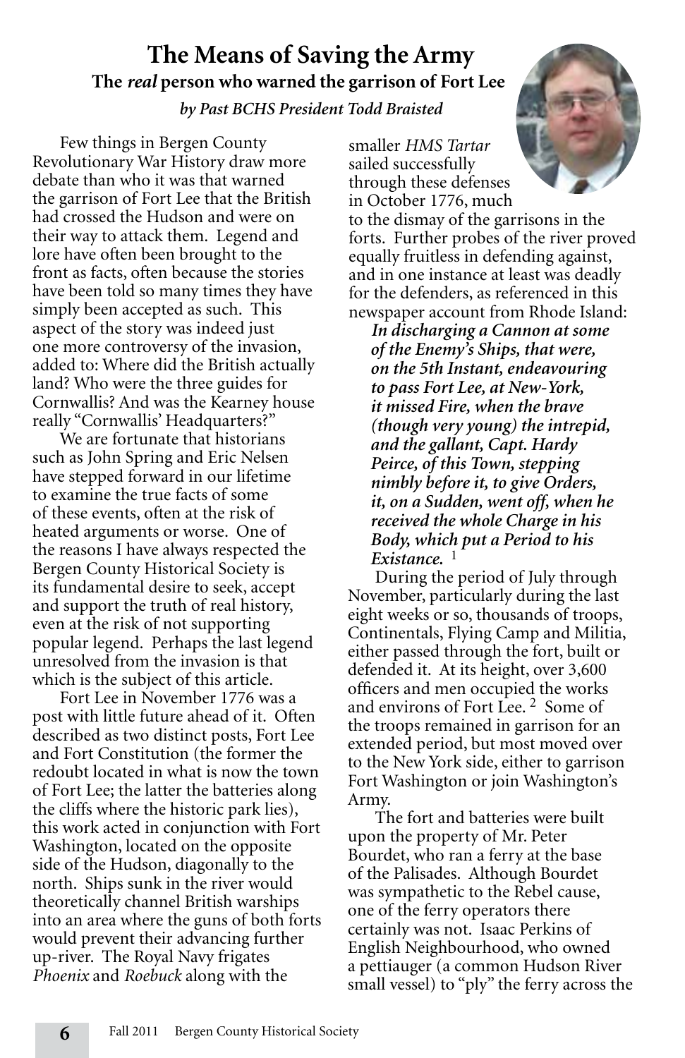# The Means of Saving the Army

## The *real* person who warned the garrison of Fort Lee

*by Past BCHS President Todd Braisted*

Few things in Bergen County Revolutionary War History draw more debate than who it was that warned the garrison of Fort Lee that the British had crossed the Hudson and were on their way to attack them. Legend and lore have often been brought to the front as facts, often because the stories have been told so many times they have simply been accepted as such. This aspect of the story was indeed just one more controversy of the invasion, added to: Where did the British actually land? Who were the three guides for Cornwallis? And was the Kearney house really "Cornwallis' Headquarters?"

We are fortunate that historians such as John Spring and Eric Nelsen have stepped forward in our lifetime to examine the true facts of some of these events, often at the risk of heated arguments or worse. One of the reasons I have always respected the Bergen County Historical Society is its fundamental desire to seek, accept and support the truth of real history, even at the risk of not supporting popular legend. Perhaps the last legend unresolved from the invasion is that which is the subject of this article.

Fort Lee in November 1776 was a post with little future ahead of it. Often described as two distinct posts, Fort Lee and Fort Constitution (the former the redoubt located in what is now the town of Fort Lee; the latter the batteries along the cliffs where the historic park lies), this work acted in conjunction with Fort Washington, located on the opposite side of the Hudson, diagonally to the north. Ships sunk in the river would theoretically channel British warships into an area where the guns of both forts would prevent their advancing further up-river. The Royal Navy frigates *Phoenix* and *Roebuck* along with the smaller *HMS Tartar* sailed successfully through these defenses in October 1776, much to the dismay of the garrisons in the forts. Further probes of the river proved equally fruitless in defending against, and in one instance at least was deadly for the defenders, as referenced in this newspaper account from Rhode Island:

> ***In discharging a Cannon at some of the Enemy's Ships, that were, on the 5th Instant, endeavouring to pass Fort Lee, at New-York, it missed Fire, when the brave (though very young) the intrepid, and the gallant, Capt. Hardy Peirce, of this Town, stepping nimbly before it, to give Orders, it, on a Sudden, went off, when he received the whole Charge in his Body, which put a Period to his Existance.*** [1]

During the period of July through November, particularly during the last eight weeks or so, thousands of troops, Continentals, Flying Camp and Militia, either passed through the fort, built or defended it. At its height, over 3,600 officers and men occupied the works and environs of Fort Lee. [2] Some of the troops remained in garrison for an extended period, but most moved over to the New York side, either to garrison Fort Washington or join Washington's Army.

The fort and batteries were built upon the property of Mr. Peter Bourdet, who ran a ferry at the base of the Palisades. Although Bourdet was sympathetic to the Rebel cause, one of the ferry operators there certainly was not. Isaac Perkins of English Neighbourhood, who owned a pettiauger (a common Hudson River small vessel) to "ply" the ferry across the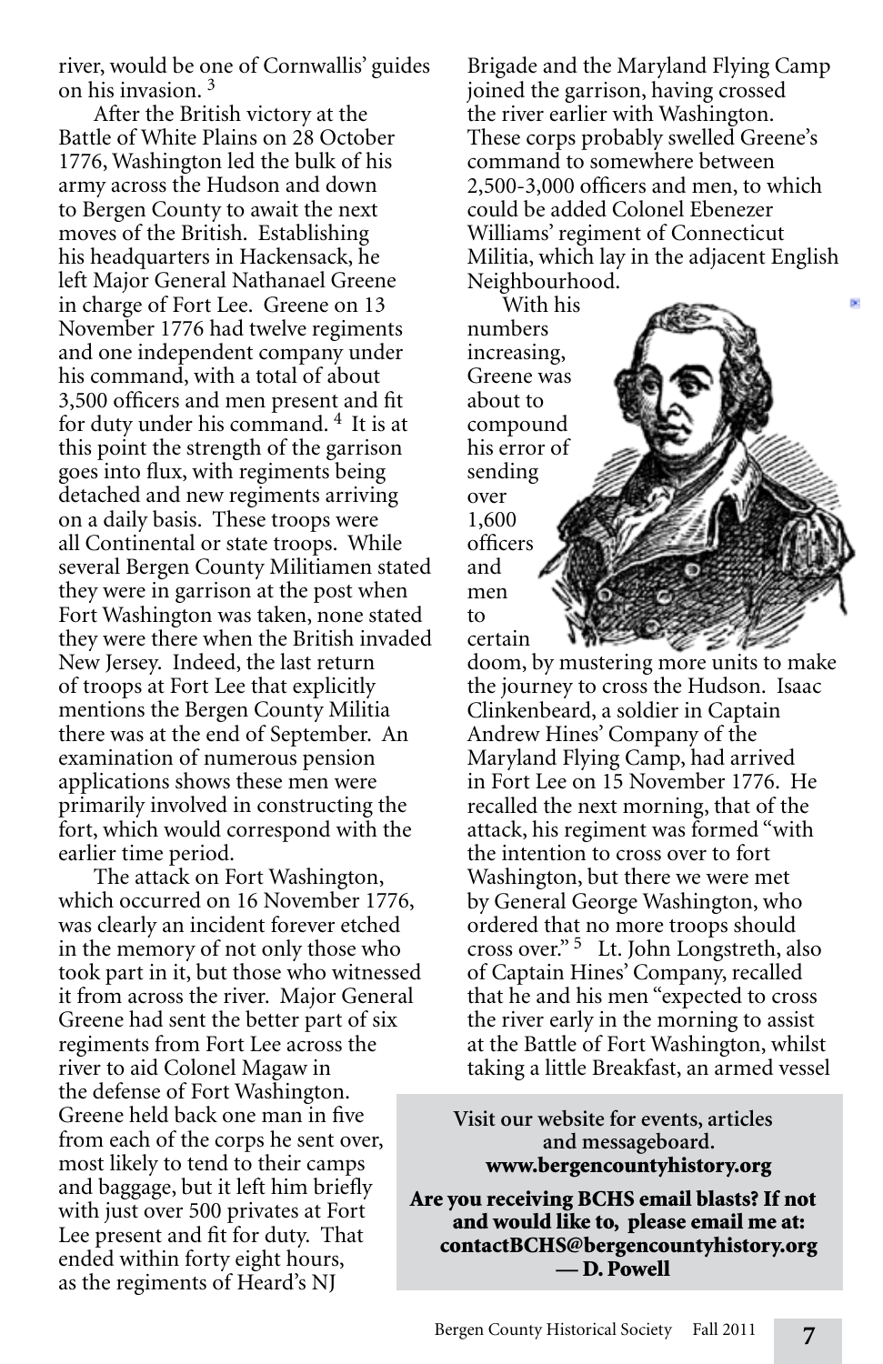river, would be one of Cornwallis' guides on his invasion. [3]

After the British victory at the Battle of White Plains on 28 October 1776, Washington led the bulk of his army across the Hudson and down to Bergen County to await the next moves of the British. Establishing his headquarters in Hackensack, he left Major General Nathanael Greene in charge of Fort Lee. Greene on 13 November 1776 had twelve regiments and one independent company under his command, with a total of about 3,500 officers and men present and fit for duty under his command. [4] It is at this point the strength of the garrison goes into flux, with regiments being detached and new regiments arriving on a daily basis. These troops were all Continental or state troops. While several Bergen County Militiamen stated they were in garrison at the post when Fort Washington was taken, none stated they were there when the British invaded New Jersey. Indeed, the last return of troops at Fort Lee that explicitly mentions the Bergen County Militia there was at the end of September. An examination of numerous pension applications shows these men were primarily involved in constructing the fort, which would correspond with the earlier time period.

The attack on Fort Washington, which occurred on 16 November 1776, was clearly an incident forever etched in the memory of not only those who took part in it, but those who witnessed it from across the river. Major General Greene had sent the better part of six regiments from Fort Lee across the river to aid Colonel Magaw in the defense of Fort Washington. Greene held back one man in five from each of the corps he sent over, most likely to tend to their camps and baggage, but it left him briefly with just over 500 privates at Fort Lee present and fit for duty. That ended within forty eight hours, as the regiments of Heard's NJ Brigade and the Maryland Flying Camp joined the garrison, having crossed the river earlier with Washington. These corps probably swelled Greene's command to somewhere between 2,500-3,000 officers and men, to which could be added Colonel Ebenezer Williams' regiment of Connecticut Militia, which lay in the adjacent English Neighbourhood.

With his numbers increasing, Greene was about to compound his error of sending over 1,600 officers and men to certain doom, by mustering more units to make the journey to cross the Hudson. Isaac Clinkenbeard, a soldier in Captain Andrew Hines' Company of the Maryland Flying Camp, had arrived in Fort Lee on 15 November 1776. He recalled the next morning, that of the attack, his regiment was formed "with the intention to cross over to fort Washington, but there we were met by General George Washington, who ordered that no more troops should cross over." [5] Lt. John Longstreth, also of Captain Hines' Company, recalled that he and his men "expected to cross the river early in the morning to assist at the Battle of Fort Washington, whilst taking a little Breakfast, an armed vessel

**Visit our website for events, articles and messageboard.**
**www.bergencountyhistory.org**

**Are you receiving BCHS email blasts? If not and would like to, please email me at: contactBCHS@bergencountyhistory.org — D. Powell**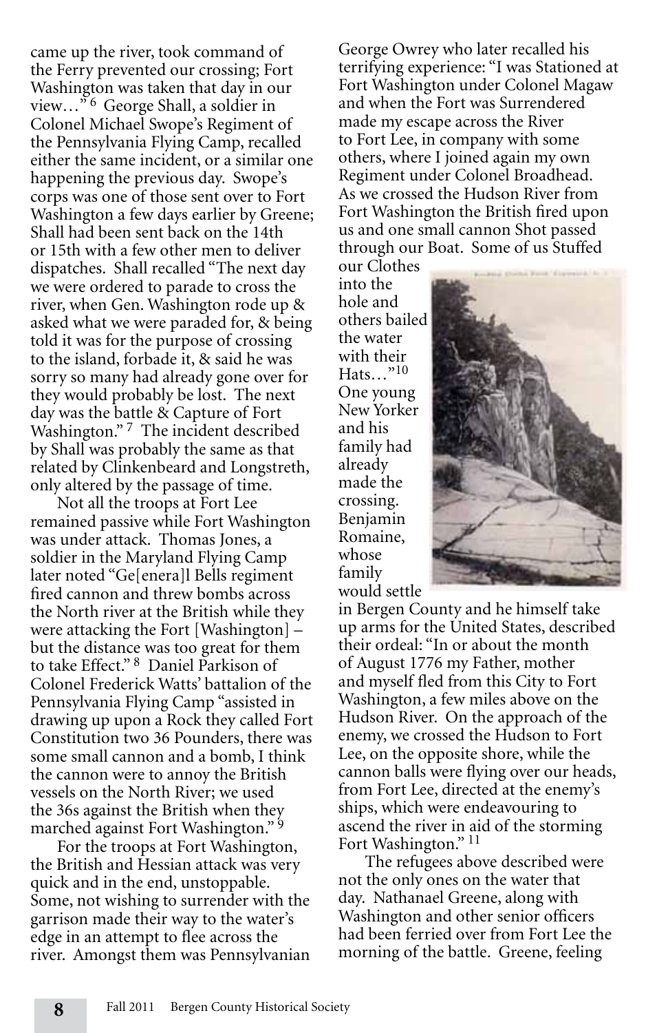came up the river, took command of the Ferry prevented our crossing; Fort Washington was taken that day in our view…"[6] George Shall, a soldier in Colonel Michael Swope's Regiment of the Pennsylvania Flying Camp, recalled either the same incident, or a similar one happening the previous day. Swope's corps was one of those sent over to Fort Washington a few days earlier by Greene; Shall had been sent back on the 14th or 15th with a few other men to deliver dispatches. Shall recalled "The next day we were ordered to parade to cross the river, when Gen. Washington rode up & asked what we were paraded for, & being told it was for the purpose of crossing to the island, forbade it, & said he was sorry so many had already gone over for they would probably be lost. The next day was the battle & Capture of Fort Washington."[7] The incident described by Shall was probably the same as that related by Clinkenbeard and Longstreth, only altered by the passage of time.

Not all the troops at Fort Lee remained passive while Fort Washington was under attack. Thomas Jones, a soldier in the Maryland Flying Camp later noted "Ge[enera]l Bells regiment fired cannon and threw bombs across the North river at the British while they were attacking the Fort [Washington] – but the distance was too great for them to take Effect."[8] Daniel Parkison of Colonel Frederick Watts' battalion of the Pennsylvania Flying Camp "assisted in drawing up upon a Rock they called Fort Constitution two 36 Pounders, there was some small cannon and a bomb, I think the cannon were to annoy the British vessels on the North River; we used the 36s against the British when they marched against Fort Washington."[9]

For the troops at Fort Washington, the British and Hessian attack was very quick and in the end, unstoppable. Some, not wishing to surrender with the garrison made their way to the water's edge in an attempt to flee across the river. Amongst them was Pennsylvanian George Owrey who later recalled his terrifying experience: "I was Stationed at Fort Washington under Colonel Magaw and when the Fort was Surrendered made my escape across the River to Fort Lee, in company with some others, where I joined again my own Regiment under Colonel Broadhead. As we crossed the Hudson River from Fort Washington the British fired upon us and one small cannon Shot passed through our Boat. Some of us Stuffed our Clothes into the hole and others bailed the water with their Hats…"[10] One young New Yorker and his family had already made the crossing. Benjamin Romaine, whose family would settle in Bergen County and he himself take up arms for the United States, described their ordeal: "In or about the month of August 1776 my Father, mother and myself fled from this City to Fort Washington, a few miles above on the Hudson River. On the approach of the enemy, we crossed the Hudson to Fort Lee, on the opposite shore, while the cannon balls were flying over our heads, from Fort Lee, directed at the enemy's ships, which were endeavouring to ascend the river in aid of the storming Fort Washington."[11]

The refugees above described were not the only ones on the water that day. Nathanael Greene, along with Washington and other senior officers had been ferried over from Fort Lee the morning of the battle. Greene, feeling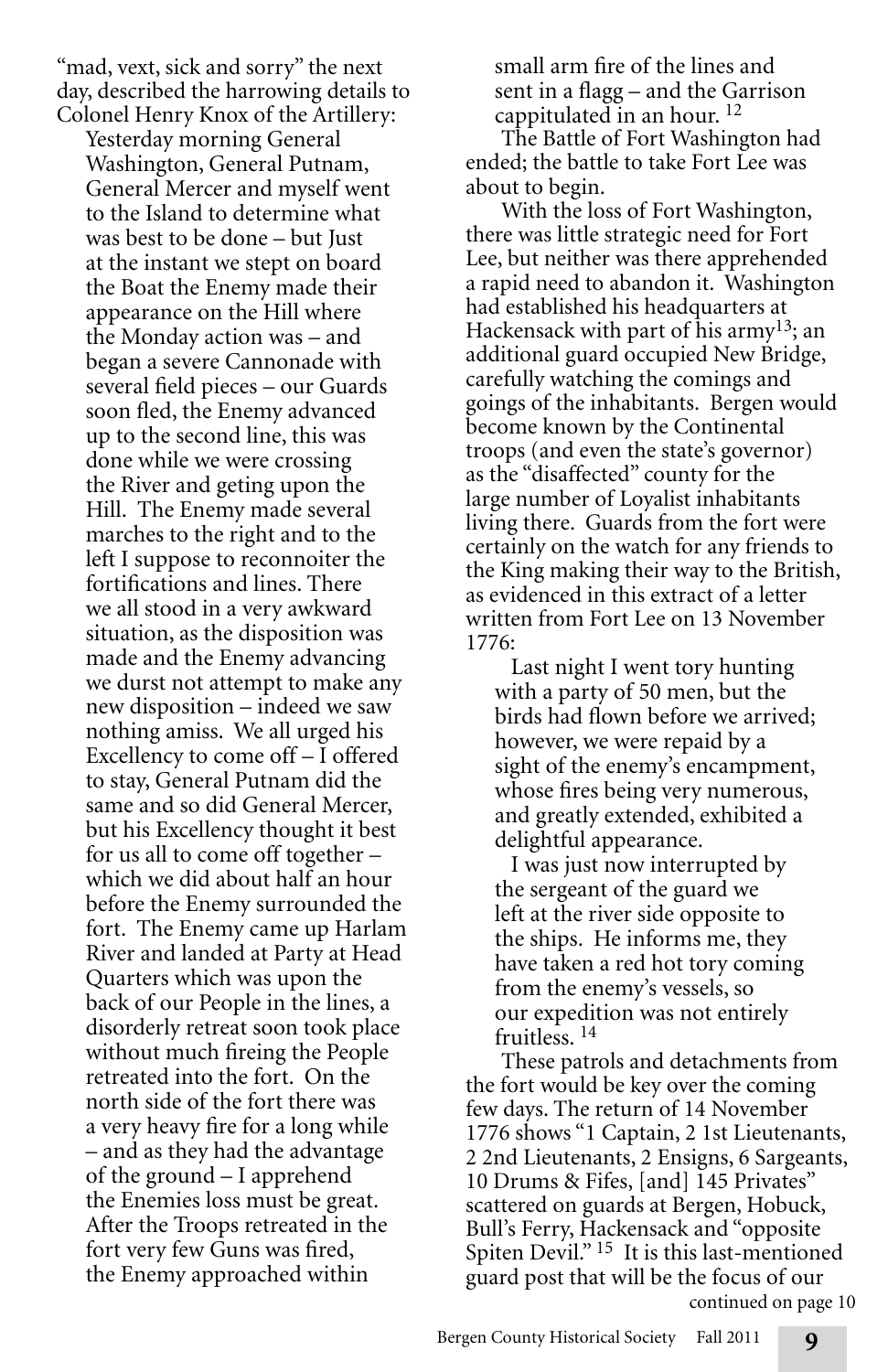"mad, vext, sick and sorry" the next day, described the harrowing details to Colonel Henry Knox of the Artillery:

> Yesterday morning General Washington, General Putnam, General Mercer and myself went to the Island to determine what was best to be done – but Just at the instant we stept on board the Boat the Enemy made their appearance on the Hill where the Monday action was – and began a severe Cannonade with several field pieces – our Guards soon fled, the Enemy advanced up to the second line, this was done while we were crossing the River and geting upon the Hill. The Enemy made several marches to the right and to the left I suppose to reconnoiter the fortifications and lines. There we all stood in a very awkward situation, as the disposition was made and the Enemy advancing we durst not attempt to make any new disposition – indeed we saw nothing amiss. We all urged his Excellency to come off – I offered to stay, General Putnam did the same and so did General Mercer, but his Excellency thought it best for us all to come off together – which we did about half an hour before the Enemy surrounded the fort. The Enemy came up Harlam River and landed at Party at Head Quarters which was upon the back of our People in the lines, a disorderly retreat soon took place without much fireing the People retreated into the fort. On the north side of the fort there was a very heavy fire for a long while – and as they had the advantage of the ground – I apprehend the Enemies loss must be great. After the Troops retreated in the fort very few Guns was fired, the Enemy approached within small arm fire of the lines and sent in a flagg – and the Garrison cappitulated in an hour. [12]

The Battle of Fort Washington had ended; the battle to take Fort Lee was about to begin.

With the loss of Fort Washington, there was little strategic need for Fort Lee, but neither was there apprehended a rapid need to abandon it. Washington had established his headquarters at Hackensack with part of his army[13]; an additional guard occupied New Bridge, carefully watching the comings and goings of the inhabitants. Bergen would become known by the Continental troops (and even the state's governor) as the "disaffected" county for the large number of Loyalist inhabitants living there. Guards from the fort were certainly on the watch for any friends to the King making their way to the British, as evidenced in this extract of a letter written from Fort Lee on 13 November 1776:

> Last night I went tory hunting with a party of 50 men, but the birds had flown before we arrived; however, we were repaid by a sight of the enemy's encampment, whose fires being very numerous, and greatly extended, exhibited a delightful appearance.
>
> I was just now interrupted by the sergeant of the guard we left at the river side opposite to the ships. He informs me, they have taken a red hot tory coming from the enemy's vessels, so our expedition was not entirely fruitless. [14]

These patrols and detachments from the fort would be key over the coming few days. The return of 14 November 1776 shows "1 Captain, 2 1st Lieutenants, 2 2nd Lieutenants, 2 Ensigns, 6 Sargeants, 10 Drums & Fifes, [and] 145 Privates" scattered on guards at Bergen, Hobuck, Bull's Ferry, Hackensack and "opposite Spiten Devil." [15] It is this last-mentioned guard post that will be the focus of our

continued on page 10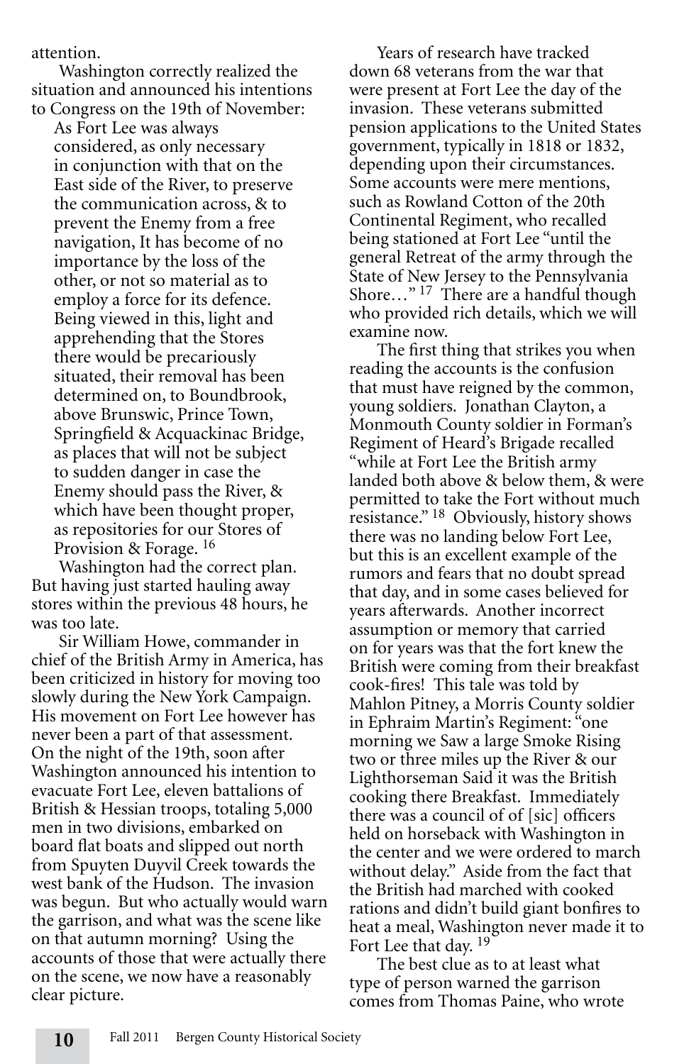attention.

Washington correctly realized the situation and announced his intentions to Congress on the 19th of November:

> As Fort Lee was always considered, as only necessary in conjunction with that on the East side of the River, to preserve the communication across, & to prevent the Enemy from a free navigation, It has become of no importance by the loss of the other, or not so material as to employ a force for its defence. Being viewed in this, light and apprehending that the Stores there would be precariously situated, their removal has been determined on, to Boundbrook, above Brunswic, Prince Town, Springfield & Acquackinac Bridge, as places that will not be subject to sudden danger in case the Enemy should pass the River, & which have been thought proper, as repositories for our Stores of Provision & Forage. [16]

Washington had the correct plan. But having just started hauling away stores within the previous 48 hours, he was too late.

Sir William Howe, commander in chief of the British Army in America, has been criticized in history for moving too slowly during the New York Campaign. His movement on Fort Lee however has never been a part of that assessment. On the night of the 19th, soon after Washington announced his intention to evacuate Fort Lee, eleven battalions of British & Hessian troops, totaling 5,000 men in two divisions, embarked on board flat boats and slipped out north from Spuyten Duyvil Creek towards the west bank of the Hudson. The invasion was begun. But who actually would warn the garrison, and what was the scene like on that autumn morning? Using the accounts of those that were actually there on the scene, we now have a reasonably clear picture.

Years of research have tracked down 68 veterans from the war that were present at Fort Lee the day of the invasion. These veterans submitted pension applications to the United States government, typically in 1818 or 1832, depending upon their circumstances. Some accounts were mere mentions, such as Rowland Cotton of the 20th Continental Regiment, who recalled being stationed at Fort Lee "until the general Retreat of the army through the State of New Jersey to the Pennsylvania Shore…" [17] There are a handful though who provided rich details, which we will examine now.

The first thing that strikes you when reading the accounts is the confusion that must have reigned by the common, young soldiers. Jonathan Clayton, a Monmouth County soldier in Forman's Regiment of Heard's Brigade recalled "while at Fort Lee the British army landed both above & below them, & were permitted to take the Fort without much resistance." [18] Obviously, history shows there was no landing below Fort Lee, but this is an excellent example of the rumors and fears that no doubt spread that day, and in some cases believed for years afterwards. Another incorrect assumption or memory that carried on for years was that the fort knew the British were coming from their breakfast cook-fires! This tale was told by Mahlon Pitney, a Morris County soldier in Ephraim Martin's Regiment: "one morning we Saw a large Smoke Rising two or three miles up the River & our Lighthorseman Said it was the British cooking there Breakfast. Immediately there was a council of of [sic] officers held on horseback with Washington in the center and we were ordered to march without delay." Aside from the fact that the British had marched with cooked rations and didn't build giant bonfires to heat a meal, Washington never made it to Fort Lee that day. [19]

The best clue as to at least what type of person warned the garrison comes from Thomas Paine, who wrote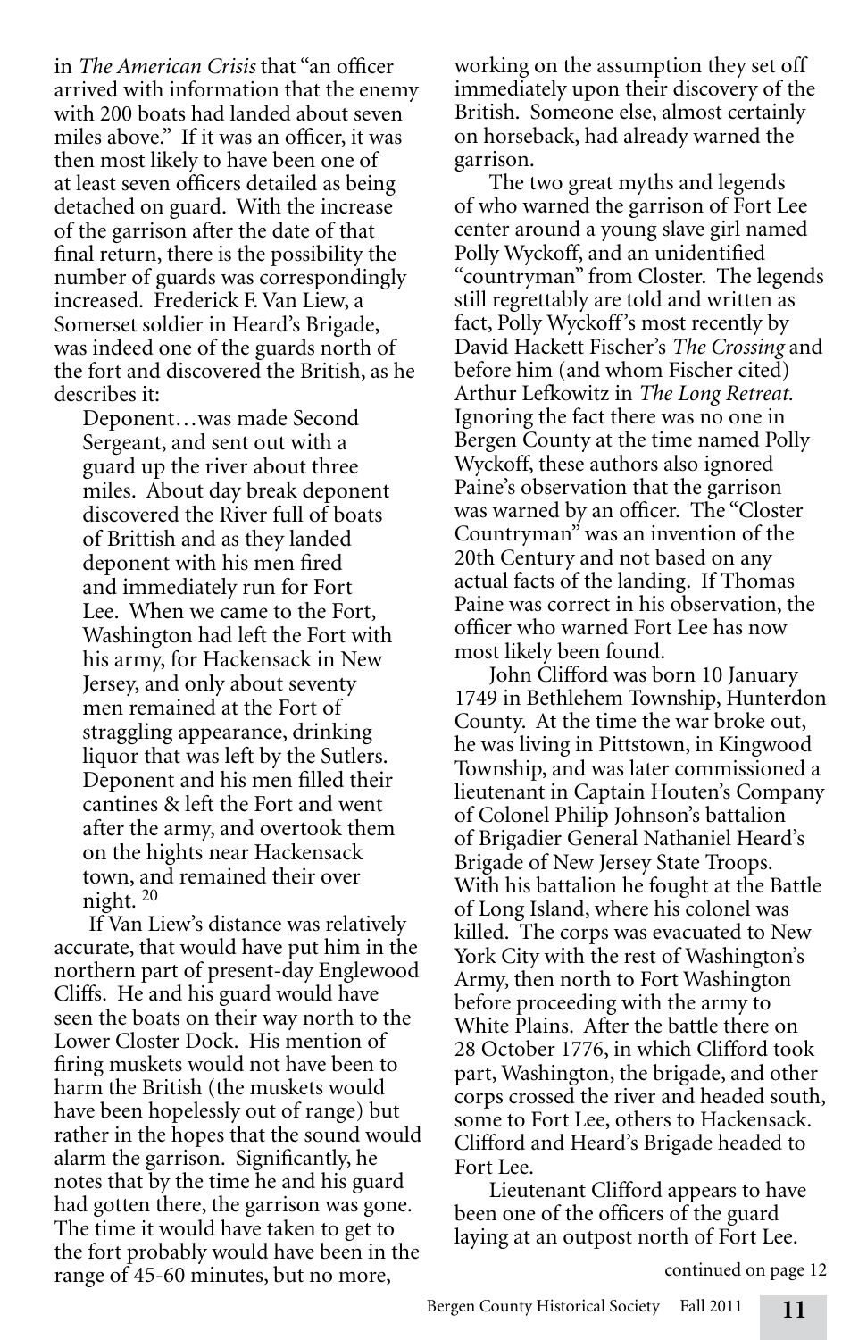in *The American Crisis* that "an officer arrived with information that the enemy with 200 boats had landed about seven miles above." If it was an officer, it was then most likely to have been one of at least seven officers detailed as being detached on guard. With the increase of the garrison after the date of that final return, there is the possibility the number of guards was correspondingly increased. Frederick F. Van Liew, a Somerset soldier in Heard's Brigade, was indeed one of the guards north of the fort and discovered the British, as he describes it:

> Deponent…was made Second Sergeant, and sent out with a guard up the river about three miles. About day break deponent discovered the River full of boats of Brittish and as they landed deponent with his men fired and immediately run for Fort Lee. When we came to the Fort, Washington had left the Fort with his army, for Hackensack in New Jersey, and only about seventy men remained at the Fort of straggling appearance, drinking liquor that was left by the Sutlers. Deponent and his men filled their cantines & left the Fort and went after the army, and overtook them on the hights near Hackensack town, and remained their over night. [20]

If Van Liew's distance was relatively accurate, that would have put him in the northern part of present-day Englewood Cliffs. He and his guard would have seen the boats on their way north to the Lower Closter Dock. His mention of firing muskets would not have been to harm the British (the muskets would have been hopelessly out of range) but rather in the hopes that the sound would alarm the garrison. Significantly, he notes that by the time he and his guard had gotten there, the garrison was gone. The time it would have taken to get to the fort probably would have been in the range of 45-60 minutes, but no more, working on the assumption they set off immediately upon their discovery of the British. Someone else, almost certainly on horseback, had already warned the garrison.

The two great myths and legends of who warned the garrison of Fort Lee center around a young slave girl named Polly Wyckoff, and an unidentified "countryman" from Closter. The legends still regrettably are told and written as fact, Polly Wyckoff's most recently by David Hackett Fischer's *The Crossing* and before him (and whom Fischer cited) Arthur Lefkowitz in *The Long Retreat.* Ignoring the fact there was no one in Bergen County at the time named Polly Wyckoff, these authors also ignored Paine's observation that the garrison was warned by an officer. The "Closter Countryman" was an invention of the 20th Century and not based on any actual facts of the landing. If Thomas Paine was correct in his observation, the officer who warned Fort Lee has now most likely been found.

John Clifford was born 10 January 1749 in Bethlehem Township, Hunterdon County. At the time the war broke out, he was living in Pittstown, in Kingwood Township, and was later commissioned a lieutenant in Captain Houten's Company of Colonel Philip Johnson's battalion of Brigadier General Nathaniel Heard's Brigade of New Jersey State Troops. With his battalion he fought at the Battle of Long Island, where his colonel was killed. The corps was evacuated to New York City with the rest of Washington's Army, then north to Fort Washington before proceeding with the army to White Plains. After the battle there on 28 October 1776, in which Clifford took part, Washington, the brigade, and other corps crossed the river and headed south, some to Fort Lee, others to Hackensack. Clifford and Heard's Brigade headed to Fort Lee.

Lieutenant Clifford appears to have been one of the officers of the guard laying at an outpost north of Fort Lee.

continued on page 12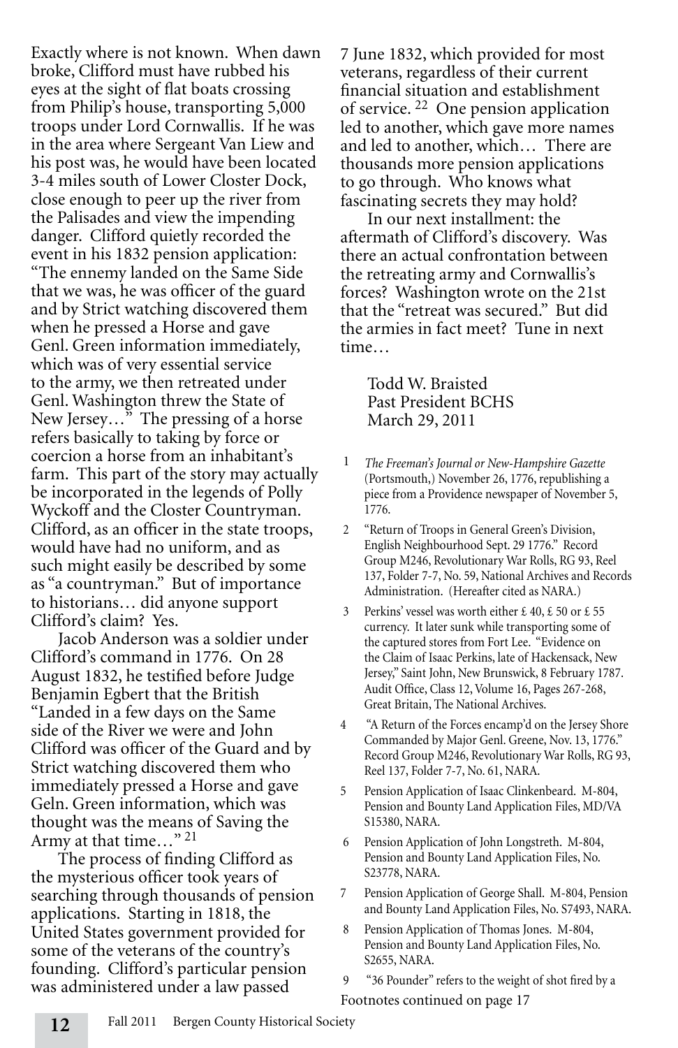Exactly where is not known. When dawn broke, Clifford must have rubbed his eyes at the sight of flat boats crossing from Philip's house, transporting 5,000 troops under Lord Cornwallis. If he was in the area where Sergeant Van Liew and his post was, he would have been located 3-4 miles south of Lower Closter Dock, close enough to peer up the river from the Palisades and view the impending danger. Clifford quietly recorded the event in his 1832 pension application: "The ennemy landed on the Same Side that we was, he was officer of the guard and by Strict watching discovered them when he pressed a Horse and gave Genl. Green information immediately, which was of very essential service to the army, we then retreated under Genl. Washington threw the State of New Jersey…" The pressing of a horse refers basically to taking by force or coercion a horse from an inhabitant's farm. This part of the story may actually be incorporated in the legends of Polly Wyckoff and the Closter Countryman. Clifford, as an officer in the state troops, would have had no uniform, and as such might easily be described by some as "a countryman." But of importance to historians… did anyone support Clifford's claim? Yes.

Jacob Anderson was a soldier under Clifford's command in 1776. On 28 August 1832, he testified before Judge Benjamin Egbert that the British "Landed in a few days on the Same side of the River we were and John Clifford was officer of the Guard and by Strict watching discovered them who immediately pressed a Horse and gave Geln. Green information, which was thought was the means of Saving the Army at that time…" [21]

The process of finding Clifford as the mysterious officer took years of searching through thousands of pension applications. Starting in 1818, the United States government provided for some of the veterans of the country's founding. Clifford's particular pension was administered under a law passed 7 June 1832, which provided for most veterans, regardless of their current financial situation and establishment of service. [22] One pension application led to another, which gave more names and led to another, which… There are thousands more pension applications to go through. Who knows what fascinating secrets they may hold?

In our next installment: the aftermath of Clifford's discovery. Was there an actual confrontation between the retreating army and Cornwallis's forces? Washington wrote on the 21st that the "retreat was secured." But did the armies in fact meet? Tune in next time…

Todd W. Braisted
Past President BCHS
March 29, 2011

1 *The Freeman's Journal or New-Hampshire Gazette* (Portsmouth,) November 26, 1776, republishing a piece from a Providence newspaper of November 5, 1776.

2 "Return of Troops in General Green's Division, English Neighbourhood Sept. 29 1776." Record Group M246, Revolutionary War Rolls, RG 93, Reel 137, Folder 7-7, No. 59, National Archives and Records Administration. (Hereafter cited as NARA.)

3 Perkins' vessel was worth either £ 40, £ 50 or £ 55 currency. It later sunk while transporting some of the captured stores from Fort Lee. "Evidence on the Claim of Isaac Perkins, late of Hackensack, New Jersey," Saint John, New Brunswick, 8 February 1787. Audit Office, Class 12, Volume 16, Pages 267-268, Great Britain, The National Archives.

4 "A Return of the Forces encamp'd on the Jersey Shore Commanded by Major Genl. Greene, Nov. 13, 1776." Record Group M246, Revolutionary War Rolls, RG 93, Reel 137, Folder 7-7, No. 61, NARA.

5 Pension Application of Isaac Clinkenbeard. M-804, Pension and Bounty Land Application Files, MD/VA S15380, NARA.

6 Pension Application of John Longstreth. M-804, Pension and Bounty Land Application Files, No. S23778, NARA.

7 Pension Application of George Shall. M-804, Pension and Bounty Land Application Files, No. S7493, NARA.

8 Pension Application of Thomas Jones. M-804, Pension and Bounty Land Application Files, No. S2655, NARA.

9 "36 Pounder" refers to the weight of shot fired by a

Footnotes continued on page 17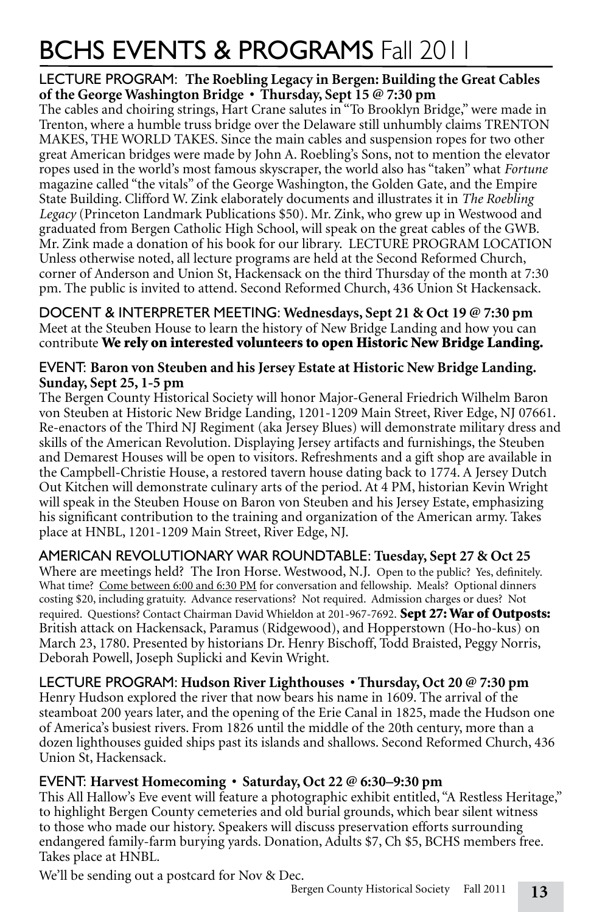# BCHS EVENTS & PROGRAMS Fall 2011

LECTURE PROGRAM: **The Roebling Legacy in Bergen: Building the Great Cables of the George Washington Bridge • Thursday, Sept 15 @ 7:30 pm**

The cables and choiring strings, Hart Crane salutes in "To Brooklyn Bridge," were made in Trenton, where a humble truss bridge over the Delaware still unhumbly claims TRENTON MAKES, THE WORLD TAKES. Since the main cables and suspension ropes for two other great American bridges were made by John A. Roebling's Sons, not to mention the elevator ropes used in the world's most famous skyscraper, the world also has "taken" what *Fortune* magazine called "the vitals" of the George Washington, the Golden Gate, and the Empire State Building. Clifford W. Zink elaborately documents and illustrates it in *The Roebling Legacy* (Princeton Landmark Publications $50). Mr. Zink, who grew up in Westwood and graduated from Bergen Catholic High School, will speak on the great cables of the GWB. Mr. Zink made a donation of his book for our library. LECTURE PROGRAM LOCATION Unless otherwise noted, all lecture programs are held at the Second Reformed Church, corner of Anderson and Union St, Hackensack on the third Thursday of the month at 7:30 pm. The public is invited to attend. Second Reformed Church, 436 Union St Hackensack.

DOCENT & INTERPRETER MEETING: **Wednesdays, Sept 21 & Oct 19 @ 7:30 pm**

Meet at the Steuben House to learn the history of New Bridge Landing and how you can contribute **We rely on interested volunteers to open Historic New Bridge Landing.**

EVENT: **Baron von Steuben and his Jersey Estate at Historic New Bridge Landing. Sunday, Sept 25, 1-5 pm**

The Bergen County Historical Society will honor Major-General Friedrich Wilhelm Baron von Steuben at Historic New Bridge Landing, 1201-1209 Main Street, River Edge, NJ 07661. Re-enactors of the Third NJ Regiment (aka Jersey Blues) will demonstrate military dress and skills of the American Revolution. Displaying Jersey artifacts and furnishings, the Steuben and Demarest Houses will be open to visitors. Refreshments and a gift shop are available in the Campbell-Christie House, a restored tavern house dating back to 1774. A Jersey Dutch Out Kitchen will demonstrate culinary arts of the period. At 4 PM, historian Kevin Wright will speak in the Steuben House on Baron von Steuben and his Jersey Estate, emphasizing his significant contribution to the training and organization of the American army. Takes place at HNBL, 1201-1209 Main Street, River Edge, NJ.

AMERICAN REVOLUTIONARY WAR ROUNDTABLE: **Tuesday, Sept 27 & Oct 25**

Where are meetings held? The Iron Horse. Westwood, N.J. Open to the public? Yes, definitely. What time? Come between 6:00 and 6:30 PM for conversation and fellowship. Meals? Optional dinners costing $20, including gratuity. Advance reservations? Not required. Admission charges or dues? Not required. Questions? Contact Chairman David Whieldon at 201-967-7692. **Sept 27: War of Outposts:** British attack on Hackensack, Paramus (Ridgewood), and Hopperstown (Ho-ho-kus) on March 23, 1780. Presented by historians Dr. Henry Bischoff, Todd Braisted, Peggy Norris, Deborah Powell, Joseph Suplicki and Kevin Wright.

LECTURE PROGRAM: **Hudson River Lighthouses • Thursday, Oct 20 @ 7:30 pm**

Henry Hudson explored the river that now bears his name in 1609. The arrival of the steamboat 200 years later, and the opening of the Erie Canal in 1825, made the Hudson one of America's busiest rivers. From 1826 until the middle of the 20th century, more than a dozen lighthouses guided ships past its islands and shallows. Second Reformed Church, 436 Union St, Hackensack.

EVENT: **Harvest Homecoming • Saturday, Oct 22 @ 6:30–9:30 pm**

This All Hallow's Eve event will feature a photographic exhibit entitled, "A Restless Heritage," to highlight Bergen County cemeteries and old burial grounds, which bear silent witness to those who made our history. Speakers will discuss preservation efforts surrounding endangered family-farm burying yards. Donation, Adults $7, Ch $5, BCHS members free. Takes place at HNBL.

We'll be sending out a postcard for Nov & Dec.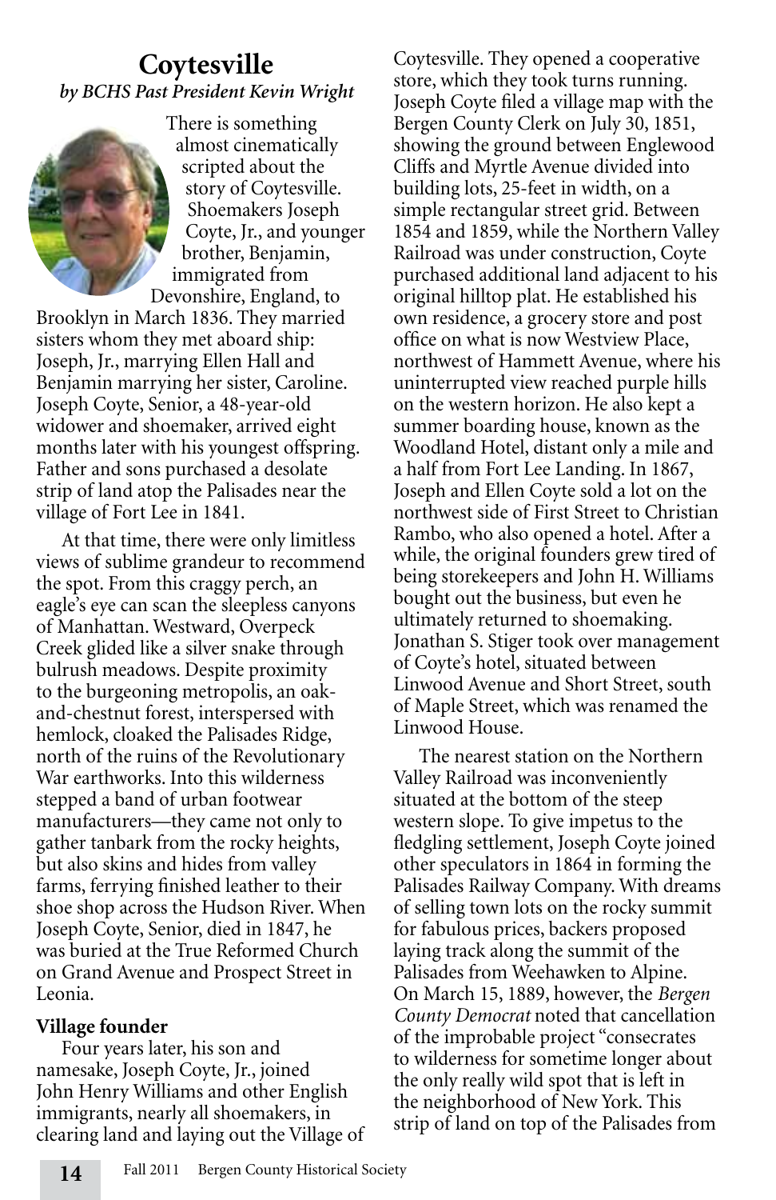# Coytesville

*by BCHS Past President Kevin Wright*

There is something almost cinematically scripted about the story of Coytesville. Shoemakers Joseph Coyte, Jr., and younger brother, Benjamin, immigrated from Devonshire, England, to Brooklyn in March 1836. They married sisters whom they met aboard ship: Joseph, Jr., marrying Ellen Hall and Benjamin marrying her sister, Caroline. Joseph Coyte, Senior, a 48-year-old widower and shoemaker, arrived eight months later with his youngest offspring. Father and sons purchased a desolate strip of land atop the Palisades near the village of Fort Lee in 1841.

At that time, there were only limitless views of sublime grandeur to recommend the spot. From this craggy perch, an eagle's eye can scan the sleepless canyons of Manhattan. Westward, Overpeck Creek glided like a silver snake through bulrush meadows. Despite proximity to the burgeoning metropolis, an oak-and-chestnut forest, interspersed with hemlock, cloaked the Palisades Ridge, north of the ruins of the Revolutionary War earthworks. Into this wilderness stepped a band of urban footwear manufacturers—they came not only to gather tanbark from the rocky heights, but also skins and hides from valley farms, ferrying finished leather to their shoe shop across the Hudson River. When Joseph Coyte, Senior, died in 1847, he was buried at the True Reformed Church on Grand Avenue and Prospect Street in Leonia.

**Village founder**

Four years later, his son and namesake, Joseph Coyte, Jr., joined John Henry Williams and other English immigrants, nearly all shoemakers, in clearing land and laying out the Village of Coytesville. They opened a cooperative store, which they took turns running. Joseph Coyte filed a village map with the Bergen County Clerk on July 30, 1851, showing the ground between Englewood Cliffs and Myrtle Avenue divided into building lots, 25-feet in width, on a simple rectangular street grid. Between 1854 and 1859, while the Northern Valley Railroad was under construction, Coyte purchased additional land adjacent to his original hilltop plat. He established his own residence, a grocery store and post office on what is now Westview Place, northwest of Hammett Avenue, where his uninterrupted view reached purple hills on the western horizon. He also kept a summer boarding house, known as the Woodland Hotel, distant only a mile and a half from Fort Lee Landing. In 1867, Joseph and Ellen Coyte sold a lot on the northwest side of First Street to Christian Rambo, who also opened a hotel. After a while, the original founders grew tired of being storekeepers and John H. Williams bought out the business, but even he ultimately returned to shoemaking. Jonathan S. Stiger took over management of Coyte's hotel, situated between Linwood Avenue and Short Street, south of Maple Street, which was renamed the Linwood House.

The nearest station on the Northern Valley Railroad was inconveniently situated at the bottom of the steep western slope. To give impetus to the fledgling settlement, Joseph Coyte joined other speculators in 1864 in forming the Palisades Railway Company. With dreams of selling town lots on the rocky summit for fabulous prices, backers proposed laying track along the summit of the Palisades from Weehawken to Alpine. On March 15, 1889, however, the *Bergen County Democrat* noted that cancellation of the improbable project "consecrates to wilderness for sometime longer about the only really wild spot that is left in the neighborhood of New York. This strip of land on top of the Palisades from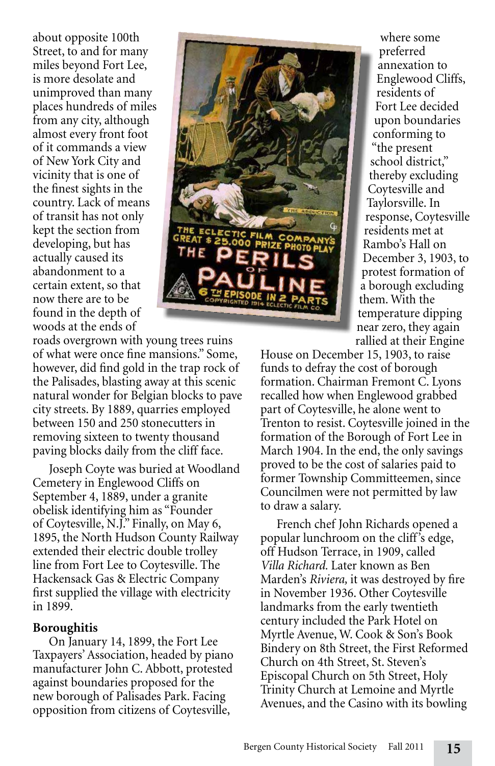about opposite 100th Street, to and for many miles beyond Fort Lee, is more desolate and unimproved than many places hundreds of miles from any city, although almost every front foot of it commands a view of New York City and vicinity that is one of the finest sights in the country. Lack of means of transit has not only kept the section from developing, but has actually caused its abandonment to a certain extent, so that now there are to be found in the depth of woods at the ends of roads overgrown with young trees ruins of what were once fine mansions." Some, however, did find gold in the trap rock of the Palisades, blasting away at this scenic natural wonder for Belgian blocks to pave city streets. By 1889, quarries employed between 150 and 250 stonecutters in removing sixteen to twenty thousand paving blocks daily from the cliff face.

Joseph Coyte was buried at Woodland Cemetery in Englewood Cliffs on September 4, 1889, under a granite obelisk identifying him as "Founder of Coytesville, N.J." Finally, on May 6, 1895, the North Hudson County Railway extended their electric double trolley line from Fort Lee to Coytesville. The Hackensack Gas & Electric Company first supplied the village with electricity in 1899.

**Boroughitis**

On January 14, 1899, the Fort Lee Taxpayers' Association, headed by piano manufacturer John C. Abbott, protested against boundaries proposed for the new borough of Palisades Park. Facing opposition from citizens of Coytesville, where some preferred annexation to Englewood Cliffs, residents of Fort Lee decided upon boundaries conforming to "the present school district," thereby excluding Coytesville and Taylorsville. In response, Coytesville residents met at Rambo's Hall on December 3, 1903, to protest formation of a borough excluding them. With the temperature dipping near zero, they again rallied at their Engine House on December 15, 1903, to raise funds to defray the cost of borough formation. Chairman Fremont C. Lyons recalled how when Englewood grabbed part of Coytesville, he alone went to Trenton to resist. Coytesville joined in the formation of the Borough of Fort Lee in March 1904. In the end, the only savings proved to be the cost of salaries paid to former Township Committeemen, since Councilmen were not permitted by law to draw a salary.

French chef John Richards opened a popular lunchroom on the cliff's edge, off Hudson Terrace, in 1909, called *Villa Richard.* Later known as Ben Marden's *Riviera,* it was destroyed by fire in November 1936. Other Coytesville landmarks from the early twentieth century included the Park Hotel on Myrtle Avenue, W. Cook & Son's Book Bindery on 8th Street, the First Reformed Church on 4th Street, St. Steven's Episcopal Church on 5th Street, Holy Trinity Church at Lemoine and Myrtle Avenues, and the Casino with its bowling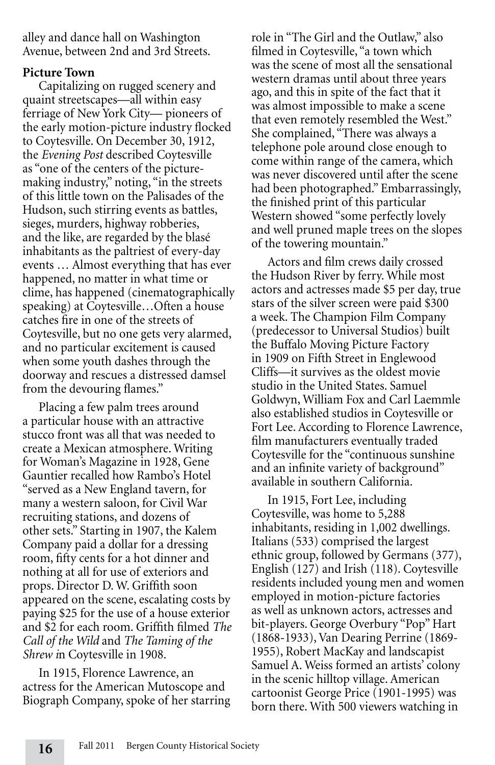alley and dance hall on Washington Avenue, between 2nd and 3rd Streets.

**Picture Town**

Capitalizing on rugged scenery and quaint streetscapes—all within easy ferriage of New York City— pioneers of the early motion-picture industry flocked to Coytesville. On December 30, 1912, the *Evening Post* described Coytesville as "one of the centers of the picture-making industry," noting, "in the streets of this little town on the Palisades of the Hudson, such stirring events as battles, sieges, murders, highway robberies, and the like, are regarded by the blasé inhabitants as the paltriest of every-day events … Almost everything that has ever happened, no matter in what time or clime, has happened (cinematographically speaking) at Coytesville…Often a house catches fire in one of the streets of Coytesville, but no one gets very alarmed, and no particular excitement is caused when some youth dashes through the doorway and rescues a distressed damsel from the devouring flames."

Placing a few palm trees around a particular house with an attractive stucco front was all that was needed to create a Mexican atmosphere. Writing for Woman's Magazine in 1928, Gene Gauntier recalled how Rambo's Hotel "served as a New England tavern, for many a western saloon, for Civil War recruiting stations, and dozens of other sets." Starting in 1907, the Kalem Company paid a dollar for a dressing room, fifty cents for a hot dinner and nothing at all for use of exteriors and props. Director D. W. Griffith soon appeared on the scene, escalating costs by paying $25 for the use of a house exterior and $2 for each room. Griffith filmed *The Call of the Wild* and *The Taming of the Shrew i*n Coytesville in 1908.

In 1915, Florence Lawrence, an actress for the American Mutoscope and Biograph Company, spoke of her starring role in "The Girl and the Outlaw," also filmed in Coytesville, "a town which was the scene of most all the sensational western dramas until about three years ago, and this in spite of the fact that it was almost impossible to make a scene that even remotely resembled the West." She complained, "There was always a telephone pole around close enough to come within range of the camera, which was never discovered until after the scene had been photographed." Embarrassingly, the finished print of this particular Western showed "some perfectly lovely and well pruned maple trees on the slopes of the towering mountain."

Actors and film crews daily crossed the Hudson River by ferry. While most actors and actresses made $5 per day, true stars of the silver screen were paid $300 a week. The Champion Film Company (predecessor to Universal Studios) built the Buffalo Moving Picture Factory in 1909 on Fifth Street in Englewood Cliffs—it survives as the oldest movie studio in the United States. Samuel Goldwyn, William Fox and Carl Laemmle also established studios in Coytesville or Fort Lee. According to Florence Lawrence, film manufacturers eventually traded Coytesville for the "continuous sunshine and an infinite variety of background" available in southern California.

In 1915, Fort Lee, including Coytesville, was home to 5,288 inhabitants, residing in 1,002 dwellings. Italians (533) comprised the largest ethnic group, followed by Germans (377), English (127) and Irish (118). Coytesville residents included young men and women employed in motion-picture factories as well as unknown actors, actresses and bit-players. George Overbury "Pop" Hart (1868-1933), Van Dearing Perrine (1869-1955), Robert MacKay and landscapist Samuel A. Weiss formed an artists' colony in the scenic hilltop village. American cartoonist George Price (1901-1995) was born there. With 500 viewers watching in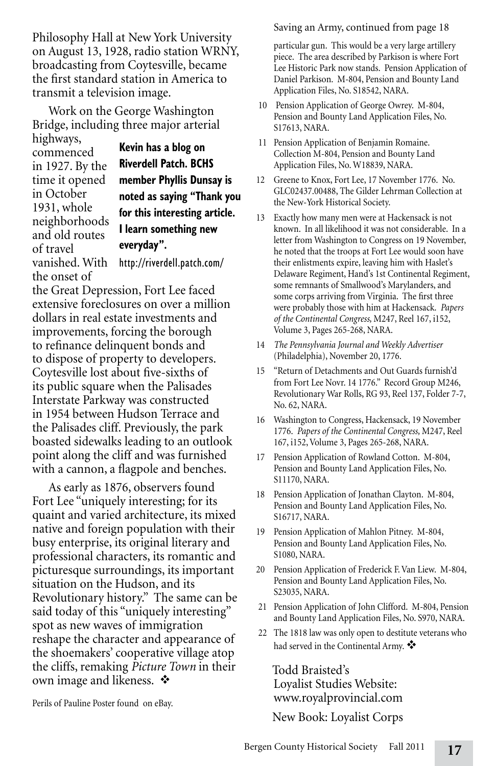Philosophy Hall at New York University on August 13, 1928, radio station WRNY, broadcasting from Coytesville, became the first standard station in America to transmit a television image.

Work on the George Washington Bridge, including three major arterial highways, commenced in 1927. By the time it opened in October 1931, whole neighborhoods and old routes of travel vanished. With the onset of the Great Depression, Fort Lee faced extensive foreclosures on over a million dollars in real estate investments and improvements, forcing the borough to refinance delinquent bonds and to dispose of property to developers. Coytesville lost about five-sixths of its public square when the Palisades Interstate Parkway was constructed in 1954 between Hudson Terrace and the Palisades cliff. Previously, the park boasted sidewalks leading to an outlook point along the cliff and was furnished with a cannon, a flagpole and benches.

**Kevin has a blog on Riverdell Patch. BCHS member Phyllis Dunsay is noted as saying "Thank you for this interesting article. I learn something new everyday".**

http://riverdell.patch.com/

As early as 1876, observers found Fort Lee "uniquely interesting; for its quaint and varied architecture, its mixed native and foreign population with their busy enterprise, its original literary and professional characters, its romantic and picturesque surroundings, its important situation on the Hudson, and its Revolutionary history." The same can be said today of this "uniquely interesting" spot as new waves of immigration reshape the character and appearance of the shoemakers' cooperative village atop the cliffs, remaking *Picture Town* in their own image and likeness. ❖

Perils of Pauline Poster found on eBay.

Saving an Army, continued from page 18

particular gun. This would be a very large artillery piece. The area described by Parkison is where Fort Lee Historic Park now stands. Pension Application of Daniel Parkison. M-804, Pension and Bounty Land Application Files, No. S18542, NARA.

10 Pension Application of George Owrey. M-804, Pension and Bounty Land Application Files, No. S17613, NARA.

11 Pension Application of Benjamin Romaine. Collection M-804, Pension and Bounty Land Application Files, No. W18839, NARA.

12 Greene to Knox, Fort Lee, 17 November 1776. No. GLC02437.00488, The Gilder Lehrman Collection at the New-York Historical Society.

13 Exactly how many men were at Hackensack is not known. In all likelihood it was not considerable. In a letter from Washington to Congress on 19 November, he noted that the troops at Fort Lee would soon have their enlistments expire, leaving him with Haslet's Delaware Regiment, Hand's 1st Continental Regiment, some remnants of Smallwood's Marylanders, and some corps arriving from Virginia. The first three were probably those with him at Hackensack. *Papers of the Continental Congress,* M247, Reel 167, i152, Volume 3, Pages 265-268, NARA.

14 *The Pennsylvania Journal and Weekly Advertiser* (Philadelphia), November 20, 1776.

15 "Return of Detachments and Out Guards furnish'd from Fort Lee Novr. 14 1776." Record Group M246, Revolutionary War Rolls, RG 93, Reel 137, Folder 7-7, No. 62, NARA.

16 Washington to Congress, Hackensack, 19 November 1776. *Papers of the Continental Congress,* M247, Reel 167, i152, Volume 3, Pages 265-268, NARA.

17 Pension Application of Rowland Cotton. M-804, Pension and Bounty Land Application Files, No. S11170, NARA.

18 Pension Application of Jonathan Clayton. M-804, Pension and Bounty Land Application Files, No. S16717, NARA.

19 Pension Application of Mahlon Pitney. M-804, Pension and Bounty Land Application Files, No. S1080, NARA.

20 Pension Application of Frederick F. Van Liew. M-804, Pension and Bounty Land Application Files, No. S23035, NARA.

21 Pension Application of John Clifford. M-804, Pension and Bounty Land Application Files, No. S970, NARA.

22 The 1818 law was only open to destitute veterans who had served in the Continental Army. ❖

Todd Braisted's
Loyalist Studies Website:
www.royalprovincial.com

New Book: Loyalist Corps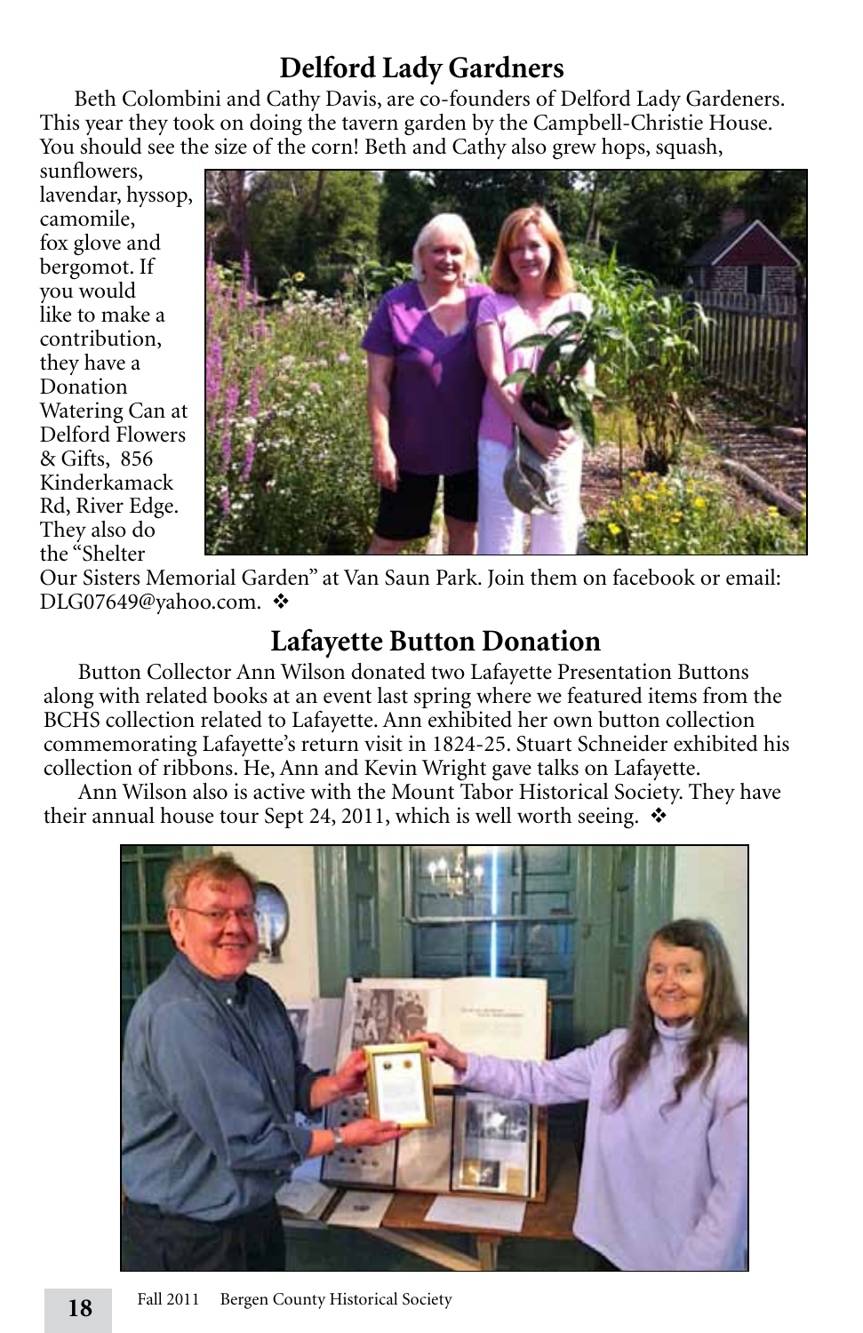## Delford Lady Gardners

Beth Colombini and Cathy Davis, are co-founders of Delford Lady Gardeners. This year they took on doing the tavern garden by the Campbell-Christie House. You should see the size of the corn! Beth and Cathy also grew hops, squash, sunflowers, lavendar, hyssop, camomile, fox glove and bergomot. If you would like to make a contribution, they have a Donation Watering Can at Delford Flowers & Gifts, 856 Kinderkamack Rd, River Edge. They also do the "Shelter Our Sisters Memorial Garden" at Van Saun Park. Join them on facebook or email: DLG07649@yahoo.com. ❖

## Lafayette Button Donation

Button Collector Ann Wilson donated two Lafayette Presentation Buttons along with related books at an event last spring where we featured items from the BCHS collection related to Lafayette. Ann exhibited her own button collection commemorating Lafayette's return visit in 1824-25. Stuart Schneider exhibited his collection of ribbons. He, Ann and Kevin Wright gave talks on Lafayette.

Ann Wilson also is active with the Mount Tabor Historical Society. They have their annual house tour Sept 24, 2011, which is well worth seeing. ❖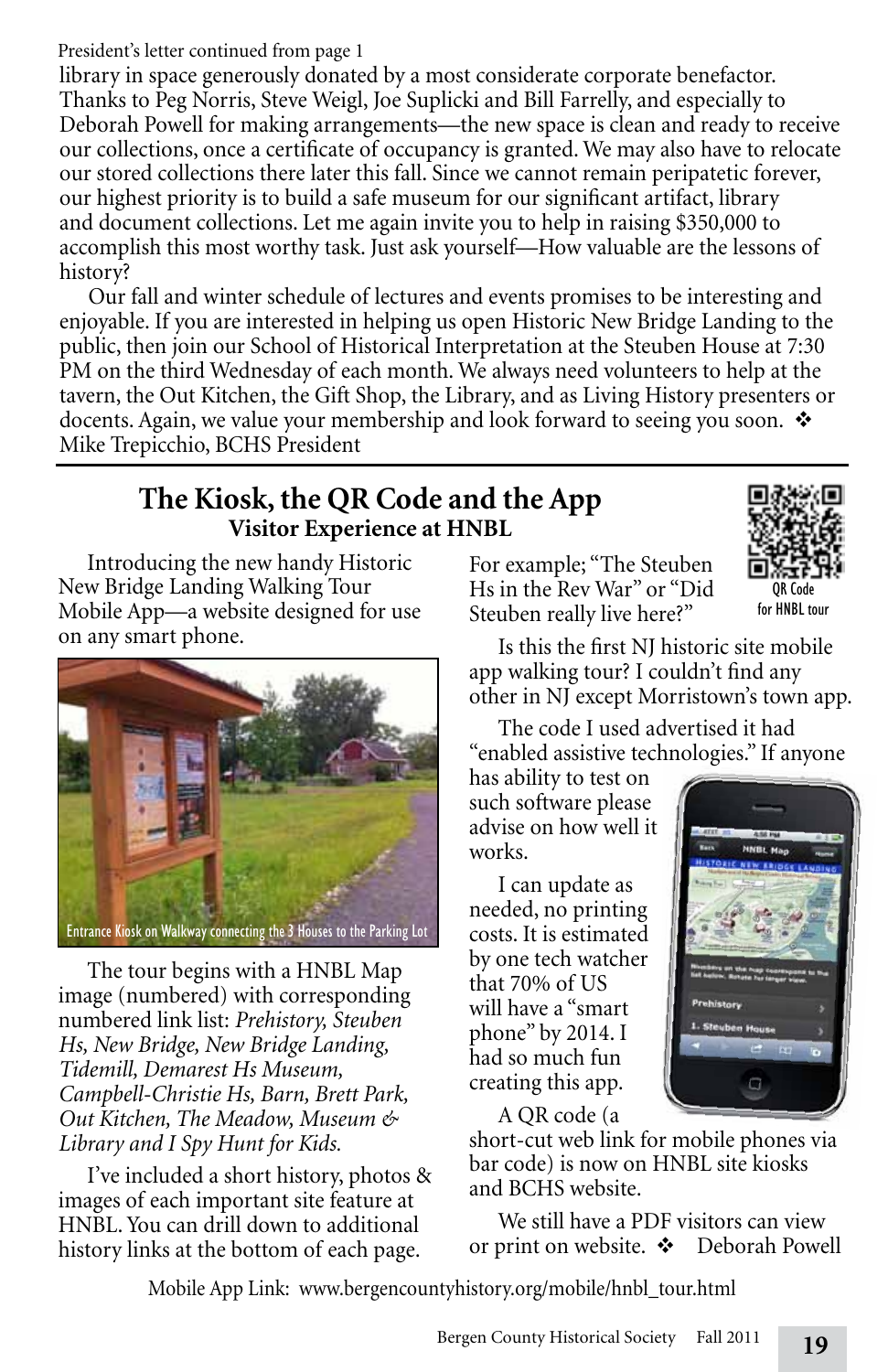President's letter continued from page 1

library in space generously donated by a most considerate corporate benefactor. Thanks to Peg Norris, Steve Weigl, Joe Suplicki and Bill Farrelly, and especially to Deborah Powell for making arrangements—the new space is clean and ready to receive our collections, once a certificate of occupancy is granted. We may also have to relocate our stored collections there later this fall. Since we cannot remain peripatetic forever, our highest priority is to build a safe museum for our significant artifact, library and document collections. Let me again invite you to help in raising $350,000 to accomplish this most worthy task. Just ask yourself—How valuable are the lessons of history?

Our fall and winter schedule of lectures and events promises to be interesting and enjoyable. If you are interested in helping us open Historic New Bridge Landing to the public, then join our School of Historical Interpretation at the Steuben House at 7:30 PM on the third Wednesday of each month. We always need volunteers to help at the tavern, the Out Kitchen, the Gift Shop, the Library, and as Living History presenters or docents. Again, we value your membership and look forward to seeing you soon. ❖
Mike Trepicchio, BCHS President

---

## The Kiosk, the QR Code and the App

### Visitor Experience at HNBL

Introducing the new handy Historic New Bridge Landing Walking Tour Mobile App—a website designed for use on any smart phone.

Entrance Kiosk on Walkway connecting the 3 Houses to the Parking Lot

The tour begins with a HNBL Map image (numbered) with corresponding numbered link list: *Prehistory, Steuben Hs, New Bridge, New Bridge Landing, Tidemill, Demarest Hs Museum, Campbell-Christie Hs, Barn, Brett Park, Out Kitchen, The Meadow, Museum & Library and I Spy Hunt for Kids.*

I've included a short history, photos & images of each important site feature at HNBL. You can drill down to additional history links at the bottom of each page. For example; "The Steuben Hs in the Rev War" or "Did Steuben really live here?"

QR Code for HNBL tour

Is this the first NJ historic site mobile app walking tour? I couldn't find any other in NJ except Morristown's town app.

The code I used advertised it had "enabled assistive technologies." If anyone has ability to test on such software please advise on how well it works.

I can update as needed, no printing costs. It is estimated by one tech watcher that 70% of US will have a "smart phone" by 2014. I had so much fun creating this app.

A QR code (a short-cut web link for mobile phones via bar code) is now on HNBL site kiosks and BCHS website.

We still have a PDF visitors can view or print on website. ❖ Deborah Powell

Mobile App Link: www.bergencountyhistory.org/mobile/hnbl_tour.html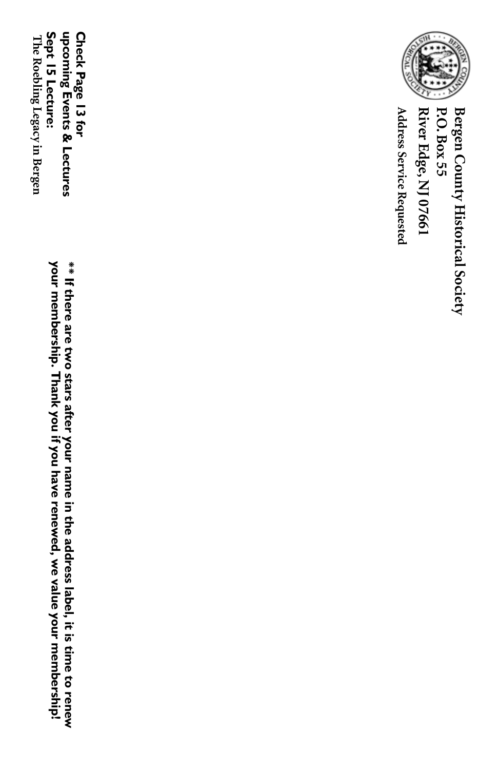Bergen County Historical Society
P.O. Box 55
River Edge, NJ 07661
Address Service Requested

**Check Page 13 for upcoming Events & Lectures**
**Sept 15 Lecture:**
The Roebling Legacy in Bergen

**** If there are two stars after your name in the address label, it is time to renew your membership. Thank you if you have renewed, we value your membership!**